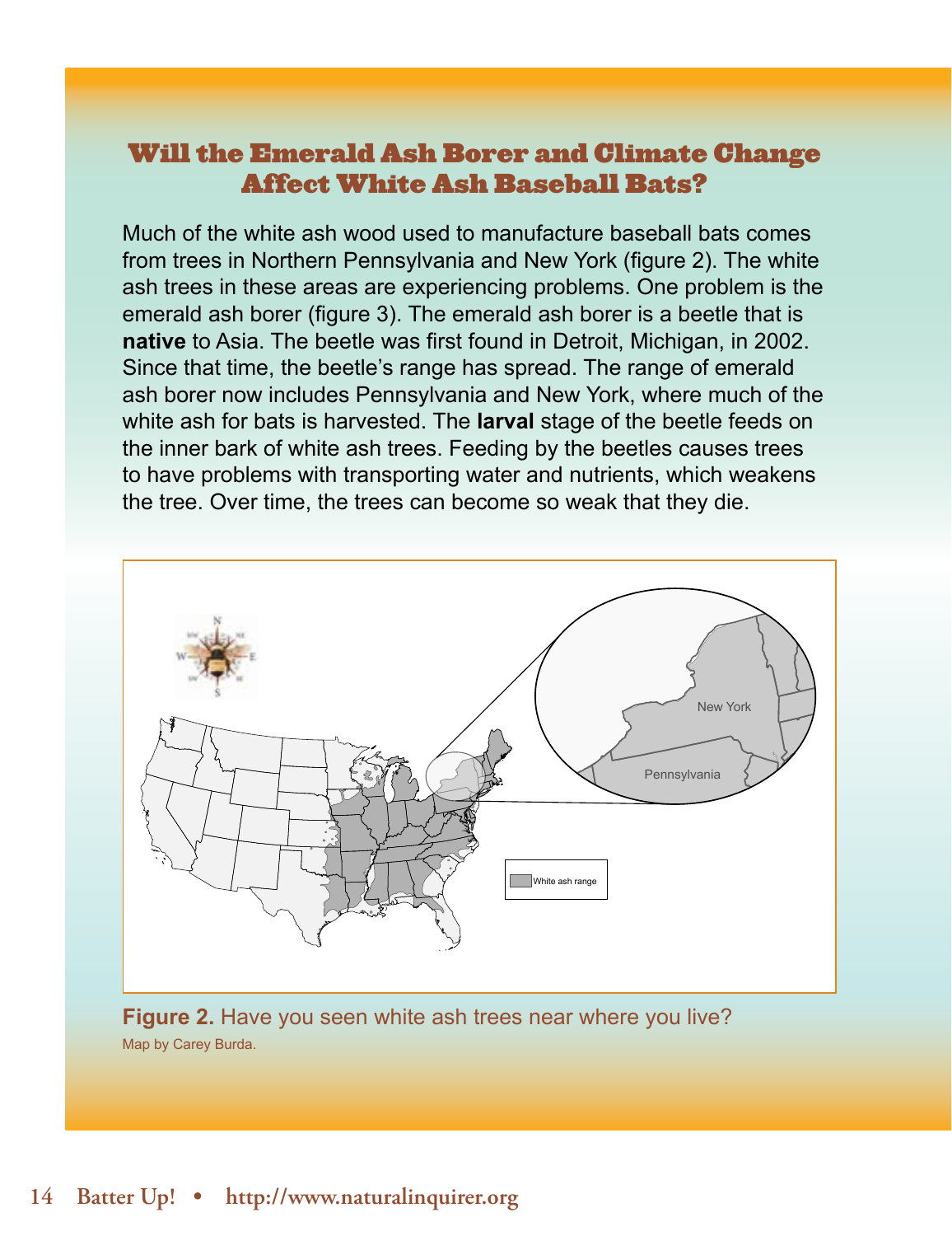## Will the Emerald Ash Borer and Climate Change Affect White Ash Baseball Bats?

Much of the white ash wood used to manufacture baseball bats comes from trees in Northern Pennsylvania and New York (figure 2). The white ash trees in these areas are experiencing problems. One problem is the emerald ash borer (figure 3). The emerald ash borer is a beetle that is **native** to Asia. The beetle was first found in Detroit, Michigan, in 2002. Since that time, the beetle's range has spread. The range of emerald ash borer now includes Pennsylvania and New York, where much of the white ash for bats is harvested. The **larval** stage of the beetle feeds on the inner bark of white ash trees. Feeding by the beetles causes trees to have problems with transporting water and nutrients, which weakens the tree. Over time, the trees can become so weak that they die.

**Figure 2.** Have you seen white ash trees near where you live?
Map by Carey Burda.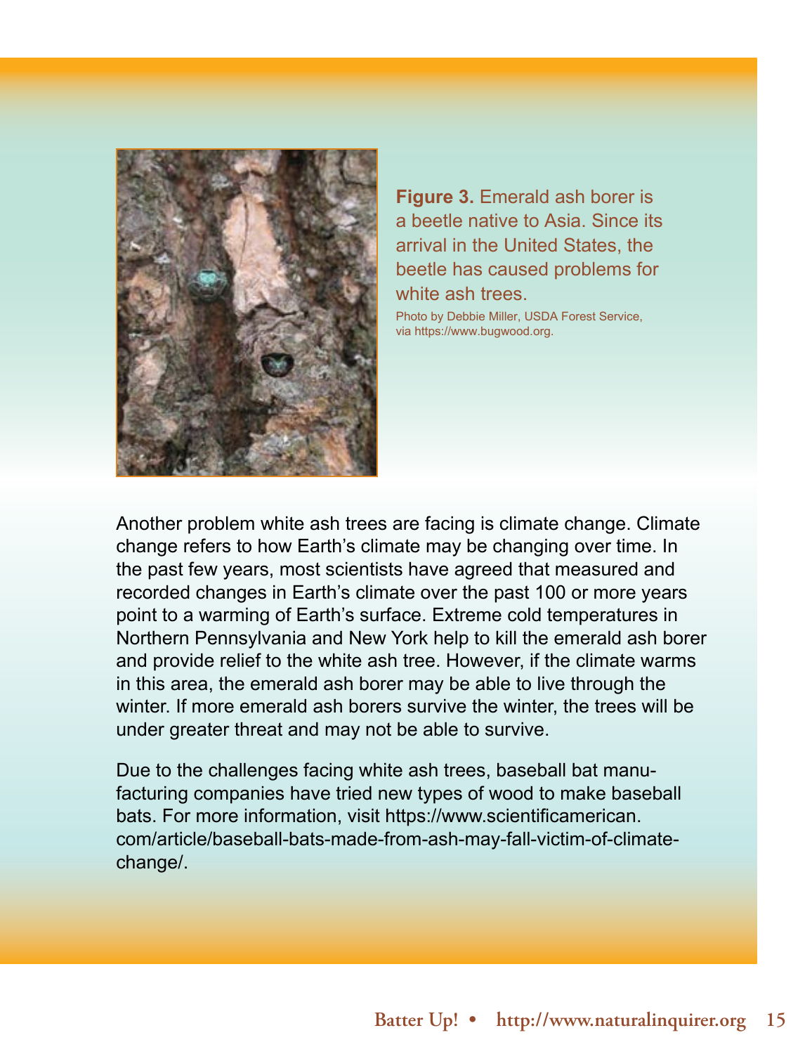**Figure 3.** Emerald ash borer is a beetle native to Asia. Since its arrival in the United States, the beetle has caused problems for white ash trees.

Photo by Debbie Miller, USDA Forest Service, via https://www.bugwood.org.

Another problem white ash trees are facing is climate change. Climate change refers to how Earth's climate may be changing over time. In the past few years, most scientists have agreed that measured and recorded changes in Earth's climate over the past 100 or more years point to a warming of Earth's surface. Extreme cold temperatures in Northern Pennsylvania and New York help to kill the emerald ash borer and provide relief to the white ash tree. However, if the climate warms in this area, the emerald ash borer may be able to live through the winter. If more emerald ash borers survive the winter, the trees will be under greater threat and may not be able to survive.

Due to the challenges facing white ash trees, baseball bat manufacturing companies have tried new types of wood to make baseball bats. For more information, visit https://www.scientificamerican.com/article/baseball-bats-made-from-ash-may-fall-victim-of-climate-change/.